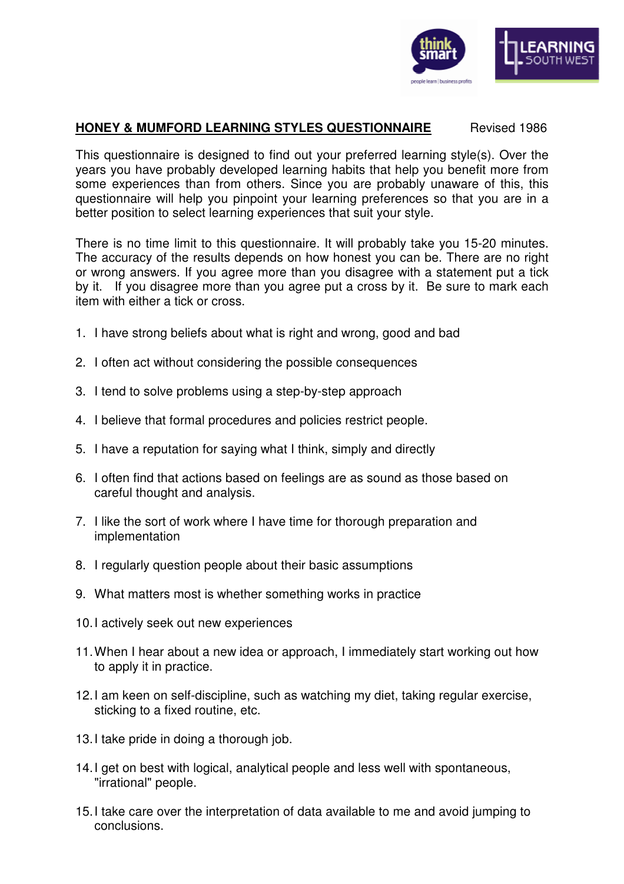## HONEY & MUMFORD LEARNING STYLES QUESTIONNAIRE

Revised 1986

This questionnaire is designed to find out your preferred learning style(s). Over the years you have probably developed learning habits that help you benefit more from some experiences than from others. Since you are probably unaware of this, this questionnaire will help you pinpoint your learning preferences so that you are in a better position to select learning experiences that suit your style.

There is no time limit to this questionnaire. It will probably take you 15-20 minutes. The accuracy of the results depends on how honest you can be. There are no right or wrong answers. If you agree more than you disagree with a statement put a tick by it. If you disagree more than you agree put a cross by it. Be sure to mark each item with either a tick or cross.

1. I have strong beliefs about what is right and wrong, good and bad
2. I often act without considering the possible consequences
3. I tend to solve problems using a step-by-step approach
4. I believe that formal procedures and policies restrict people.
5. I have a reputation for saying what I think, simply and directly
6. I often find that actions based on feelings are as sound as those based on careful thought and analysis.
7. I like the sort of work where I have time for thorough preparation and implementation
8. I regularly question people about their basic assumptions
9. What matters most is whether something works in practice
10. I actively seek out new experiences
11. When I hear about a new idea or approach, I immediately start working out how to apply it in practice.
12. I am keen on self-discipline, such as watching my diet, taking regular exercise, sticking to a fixed routine, etc.
13. I take pride in doing a thorough job.
14. I get on best with logical, analytical people and less well with spontaneous, "irrational" people.
15. I take care over the interpretation of data available to me and avoid jumping to conclusions.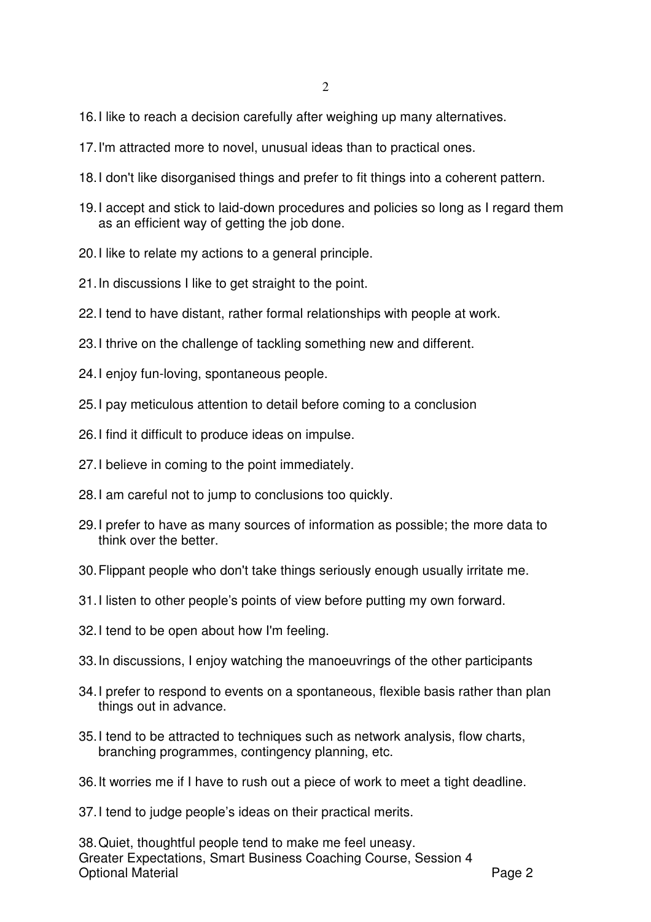16. I like to reach a decision carefully after weighing up many alternatives.
17. I'm attracted more to novel, unusual ideas than to practical ones.
18. I don't like disorganised things and prefer to fit things into a coherent pattern.
19. I accept and stick to laid-down procedures and policies so long as I regard them as an efficient way of getting the job done.
20. I like to relate my actions to a general principle.
21. In discussions I like to get straight to the point.
22. I tend to have distant, rather formal relationships with people at work.
23. I thrive on the challenge of tackling something new and different.
24. I enjoy fun-loving, spontaneous people.
25. I pay meticulous attention to detail before coming to a conclusion
26. I find it difficult to produce ideas on impulse.
27. I believe in coming to the point immediately.
28. I am careful not to jump to conclusions too quickly.
29. I prefer to have as many sources of information as possible; the more data to think over the better.
30. Flippant people who don't take things seriously enough usually irritate me.
31. I listen to other people's points of view before putting my own forward.
32. I tend to be open about how I'm feeling.
33. In discussions, I enjoy watching the manoeuvrings of the other participants
34. I prefer to respond to events on a spontaneous, flexible basis rather than plan things out in advance.
35. I tend to be attracted to techniques such as network analysis, flow charts, branching programmes, contingency planning, etc.
36. It worries me if I have to rush out a piece of work to meet a tight deadline.
37. I tend to judge people's ideas on their practical merits.
38. Quiet, thoughtful people tend to make me feel uneasy.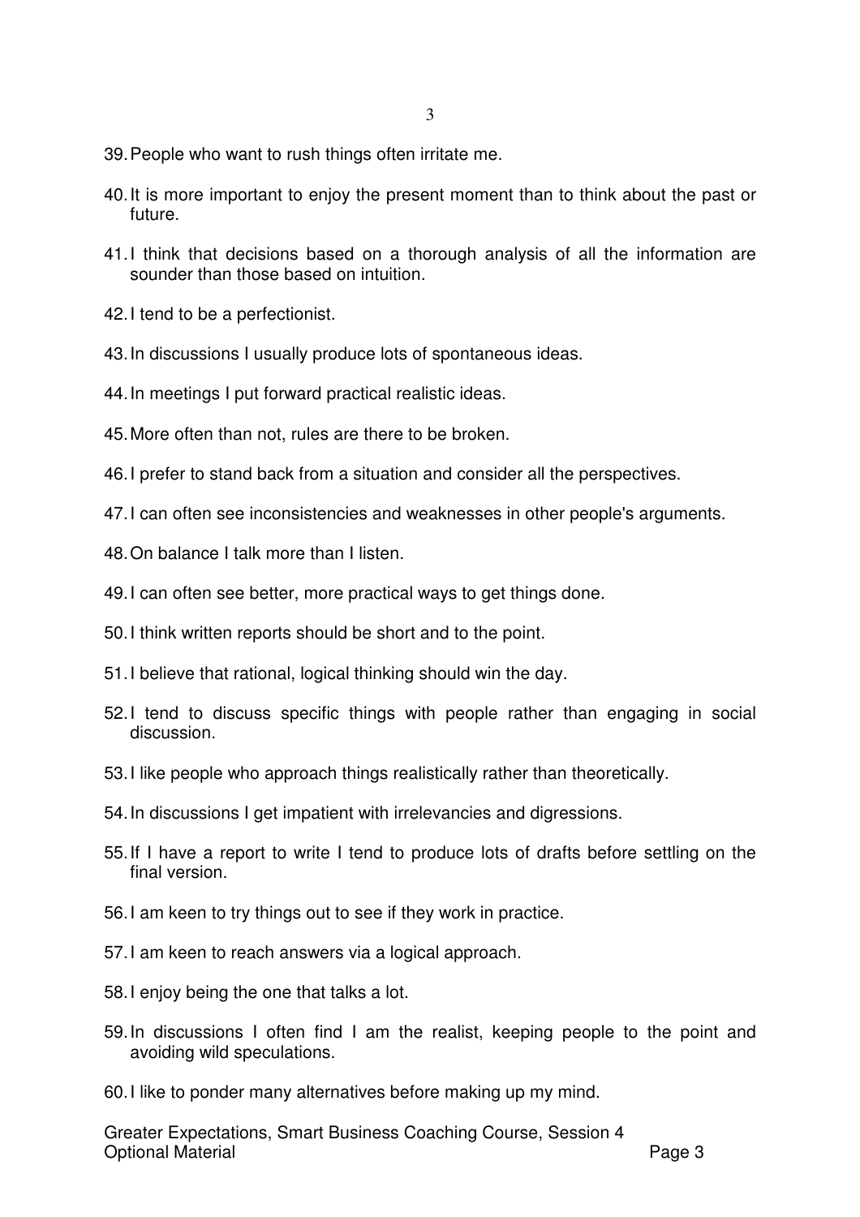39. People who want to rush things often irritate me.

40. It is more important to enjoy the present moment than to think about the past or future.

41. I think that decisions based on a thorough analysis of all the information are sounder than those based on intuition.

42. I tend to be a perfectionist.

43. In discussions I usually produce lots of spontaneous ideas.

44. In meetings I put forward practical realistic ideas.

45. More often than not, rules are there to be broken.

46. I prefer to stand back from a situation and consider all the perspectives.

47. I can often see inconsistencies and weaknesses in other people's arguments.

48. On balance I talk more than I listen.

49. I can often see better, more practical ways to get things done.

50. I think written reports should be short and to the point.

51. I believe that rational, logical thinking should win the day.

52. I tend to discuss specific things with people rather than engaging in social discussion.

53. I like people who approach things realistically rather than theoretically.

54. In discussions I get impatient with irrelevancies and digressions.

55. If I have a report to write I tend to produce lots of drafts before settling on the final version.

56. I am keen to try things out to see if they work in practice.

57. I am keen to reach answers via a logical approach.

58. I enjoy being the one that talks a lot.

59. In discussions I often find I am the realist, keeping people to the point and avoiding wild speculations.

60. I like to ponder many alternatives before making up my mind.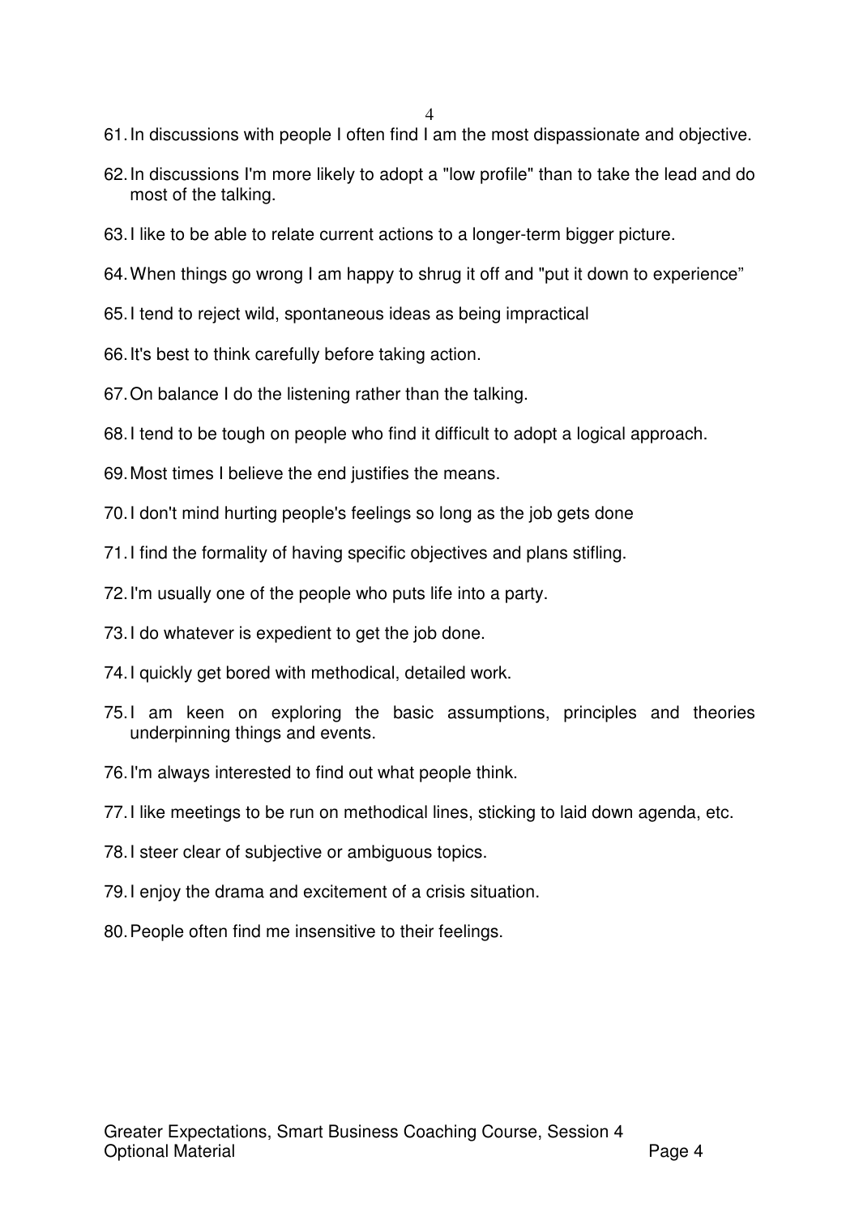61. In discussions with people I often find I am the most dispassionate and objective.
62. In discussions I'm more likely to adopt a "low profile" than to take the lead and do most of the talking.
63. I like to be able to relate current actions to a longer-term bigger picture.
64. When things go wrong I am happy to shrug it off and "put it down to experience”
65. I tend to reject wild, spontaneous ideas as being impractical
66. It's best to think carefully before taking action.
67. On balance I do the listening rather than the talking.
68. I tend to be tough on people who find it difficult to adopt a logical approach.
69. Most times I believe the end justifies the means.
70. I don't mind hurting people's feelings so long as the job gets done
71. I find the formality of having specific objectives and plans stifling.
72. I'm usually one of the people who puts life into a party.
73. I do whatever is expedient to get the job done.
74. I quickly get bored with methodical, detailed work.
75. I am keen on exploring the basic assumptions, principles and theories underpinning things and events.
76. I'm always interested to find out what people think.
77. I like meetings to be run on methodical lines, sticking to laid down agenda, etc.
78. I steer clear of subjective or ambiguous topics.
79. I enjoy the drama and excitement of a crisis situation.
80. People often find me insensitive to their feelings.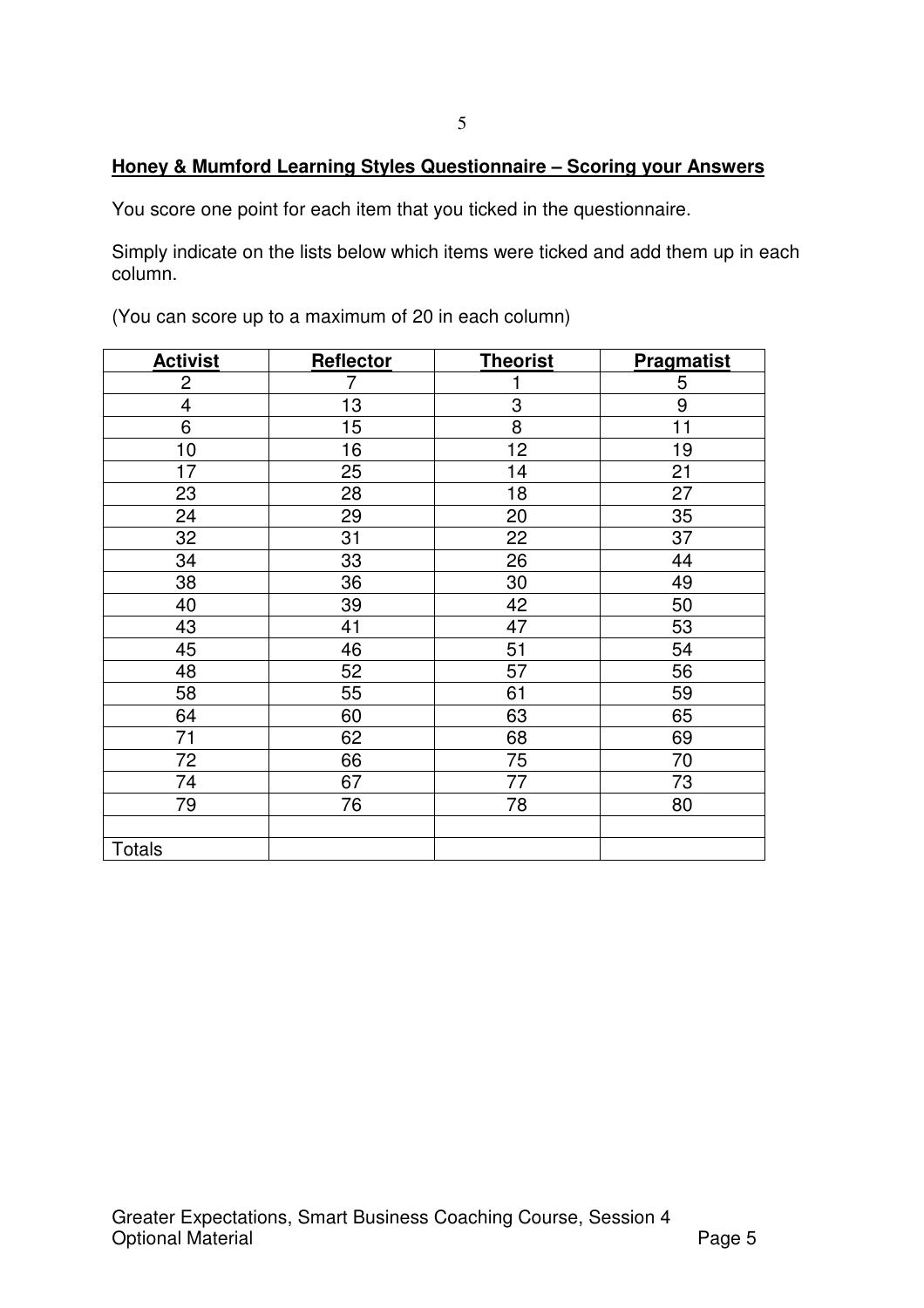## **Honey & Mumford Learning Styles Questionnaire – Scoring your Answers**

You score one point for each item that you ticked in the questionnaire.

Simply indicate on the lists below which items were ticked and add them up in each column.

(You can score up to a maximum of 20 in each column)

| **Activist** | **Reflector** | **Theorist** | **Pragmatist** |
|---|---|---|---|
| 2 | 7 | 1 | 5 |
| 4 | 13 | 3 | 9 |
| 6 | 15 | 8 | 11 |
| 10 | 16 | 12 | 19 |
| 17 | 25 | 14 | 21 |
| 23 | 28 | 18 | 27 |
| 24 | 29 | 20 | 35 |
| 32 | 31 | 22 | 37 |
| 34 | 33 | 26 | 44 |
| 38 | 36 | 30 | 49 |
| 40 | 39 | 42 | 50 |
| 43 | 41 | 47 | 53 |
| 45 | 46 | 51 | 54 |
| 48 | 52 | 57 | 56 |
| 58 | 55 | 61 | 59 |
| 64 | 60 | 63 | 65 |
| 71 | 62 | 68 | 69 |
| 72 | 66 | 75 | 70 |
| 74 | 67 | 77 | 73 |
| 79 | 76 | 78 | 80 |
| | | | |
| Totals | | | |

Greater Expectations, Smart Business Coaching Course, Session 4
Optional Material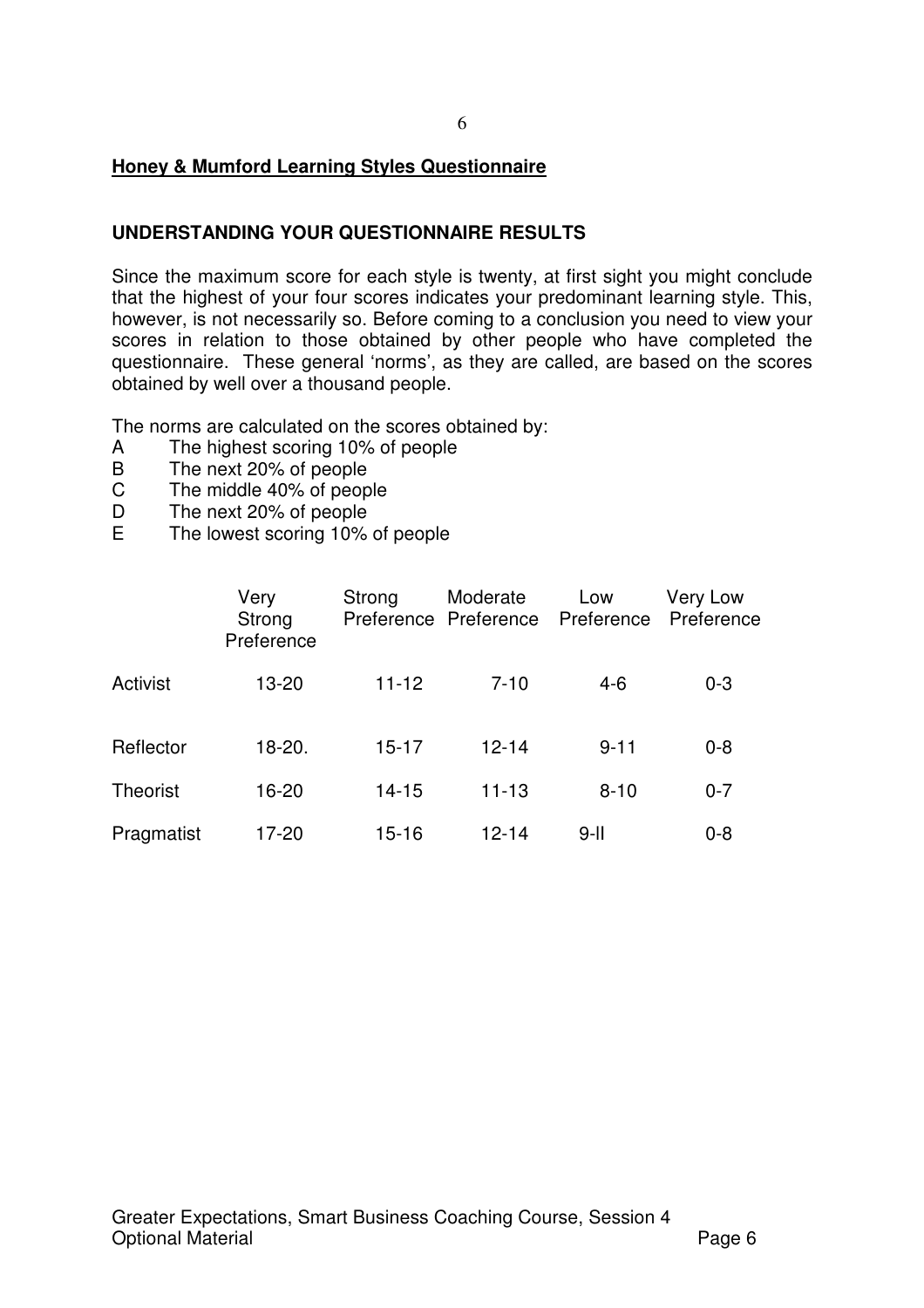**Honey & Mumford Learning Styles Questionnaire**

**UNDERSTANDING YOUR QUESTIONNAIRE RESULTS**

Since the maximum score for each style is twenty, at first sight you might conclude that the highest of your four scores indicates your predominant learning style. This, however, is not necessarily so. Before coming to a conclusion you need to view your scores in relation to those obtained by other people who have completed the questionnaire. These general 'norms', as they are called, are based on the scores obtained by well over a thousand people.

The norms are calculated on the scores obtained by:

A The highest scoring 10% of people
B The next 20% of people
C The middle 40% of people
D The next 20% of people
E The lowest scoring 10% of people

| | Very Strong Preference | Strong Preference | Moderate Preference | Low Preference | Very Low Preference |
|---|---|---|---|---|---|
| Activist | 13-20 | 11-12 | 7-10 | 4-6 | 0-3 |
| Reflector | 18-20. | 15-17 | 12-14 | 9-11 | 0-8 |
| Theorist | 16-20 | 14-15 | 11-13 | 8-10 | 0-7 |
| Pragmatist | 17-20 | 15-16 | 12-14 | 9-ll | 0-8 |

Greater Expectations, Smart Business Coaching Course, Session 4
Optional Material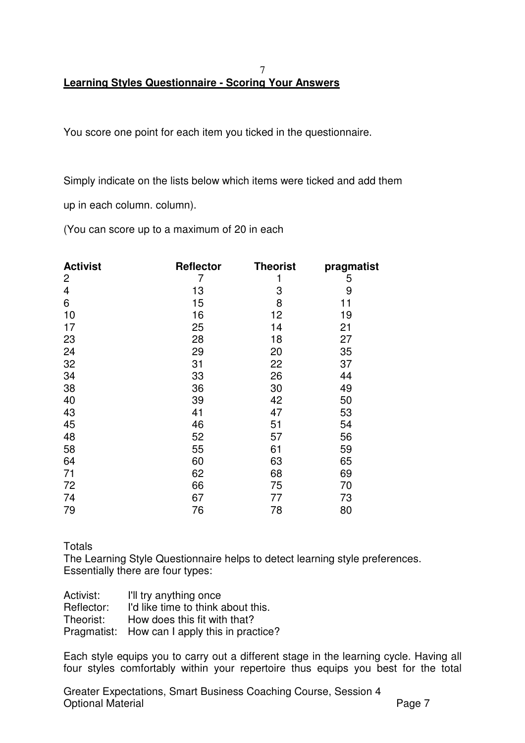## Learning Styles Questionnaire - Scoring Your Answers

You score one point for each item you ticked in the questionnaire.

Simply indicate on the lists below which items were ticked and add them

up in each column. column).

(You can score up to a maximum of 20 in each

| Activist | Reflector | Theorist | pragmatist |
|---|---|---|---|
| 2 | 7 | 1 | 5 |
| 4 | 13 | 3 | 9 |
| 6 | 15 | 8 | 11 |
| 10 | 16 | 12 | 19 |
| 17 | 25 | 14 | 21 |
| 23 | 28 | 18 | 27 |
| 24 | 29 | 20 | 35 |
| 32 | 31 | 22 | 37 |
| 34 | 33 | 26 | 44 |
| 38 | 36 | 30 | 49 |
| 40 | 39 | 42 | 50 |
| 43 | 41 | 47 | 53 |
| 45 | 46 | 51 | 54 |
| 48 | 52 | 57 | 56 |
| 58 | 55 | 61 | 59 |
| 64 | 60 | 63 | 65 |
| 71 | 62 | 68 | 69 |
| 72 | 66 | 75 | 70 |
| 74 | 67 | 77 | 73 |
| 79 | 76 | 78 | 80 |

Totals

The Learning Style Questionnaire helps to detect learning style preferences. Essentially there are four types:

Activist: I'll try anything once
Reflector: I'd like time to think about this.
Theorist: How does this fit with that?
Pragmatist: How can I apply this in practice?

Each style equips you to carry out a different stage in the learning cycle. Having all four styles comfortably within your repertoire thus equips you best for the total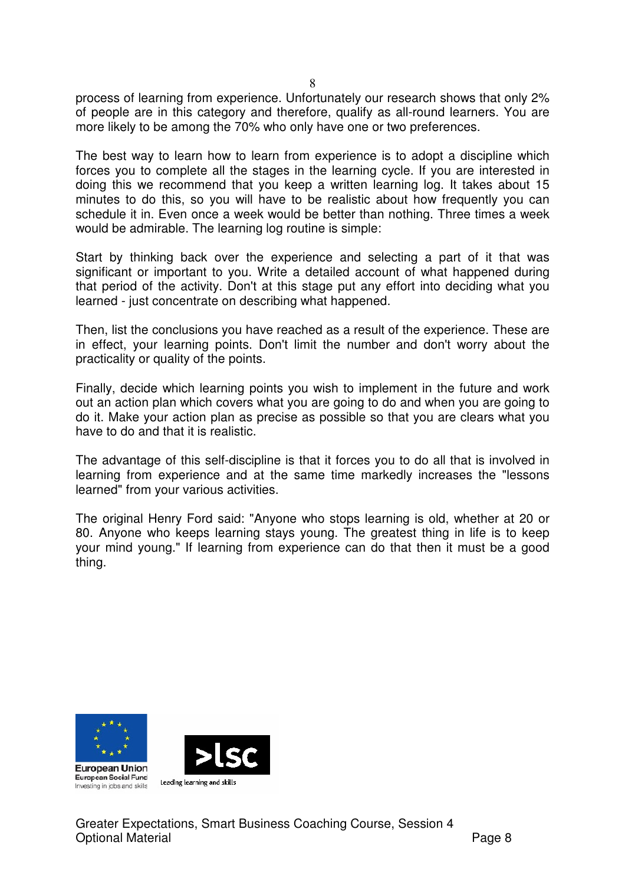process of learning from experience. Unfortunately our research shows that only 2% of people are in this category and therefore, qualify as all-round learners. You are more likely to be among the 70% who only have one or two preferences.

The best way to learn how to learn from experience is to adopt a discipline which forces you to complete all the stages in the learning cycle. If you are interested in doing this we recommend that you keep a written learning log. It takes about 15 minutes to do this, so you will have to be realistic about how frequently you can schedule it in. Even once a week would be better than nothing. Three times a week would be admirable. The learning log routine is simple:

Start by thinking back over the experience and selecting a part of it that was significant or important to you. Write a detailed account of what happened during that period of the activity. Don't at this stage put any effort into deciding what you learned - just concentrate on describing what happened.

Then, list the conclusions you have reached as a result of the experience. These are in effect, your learning points. Don't limit the number and don't worry about the practicality or quality of the points.

Finally, decide which learning points you wish to implement in the future and work out an action plan which covers what you are going to do and when you are going to do it. Make your action plan as precise as possible so that you are clears what you have to do and that it is realistic.

The advantage of this self-discipline is that it forces you to do all that is involved in learning from experience and at the same time markedly increases the "lessons learned" from your various activities.

The original Henry Ford said: "Anyone who stops learning is old, whether at 20 or 80. Anyone who keeps learning stays young. The greatest thing in life is to keep your mind young." If learning from experience can do that then it must be a good thing.

European Union
European Social Fund
Investing in jobs and skills

>lsc
Leading learning and skills